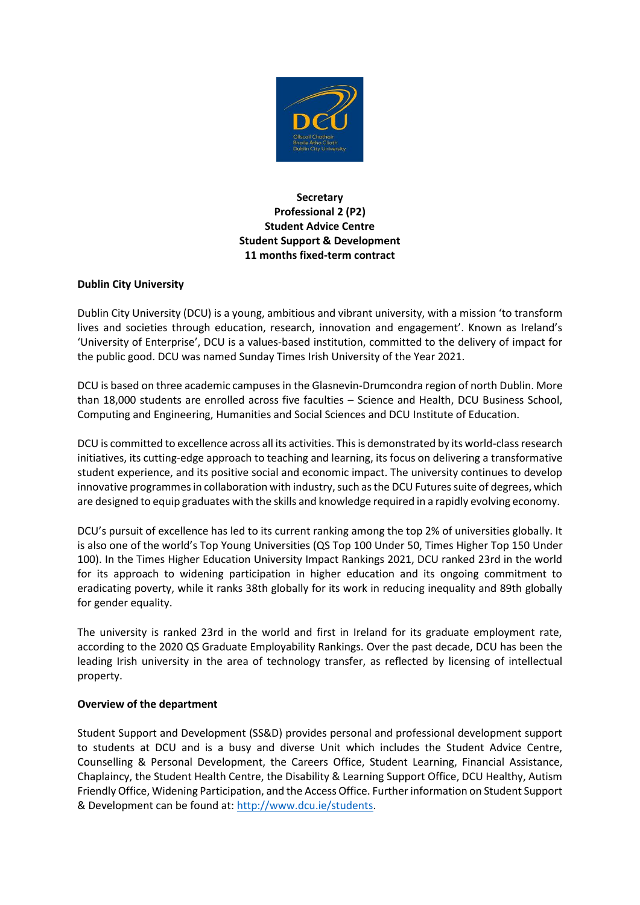**Secretary**
**Professional 2 (P2)**
**Student Advice Centre**
**Student Support & Development**
**11 months fixed-term contract**

## Dublin City University

Dublin City University (DCU) is a young, ambitious and vibrant university, with a mission 'to transform lives and societies through education, research, innovation and engagement'. Known as Ireland's 'University of Enterprise', DCU is a values-based institution, committed to the delivery of impact for the public good. DCU was named Sunday Times Irish University of the Year 2021.

DCU is based on three academic campuses in the Glasnevin-Drumcondra region of north Dublin. More than 18,000 students are enrolled across five faculties – Science and Health, DCU Business School, Computing and Engineering, Humanities and Social Sciences and DCU Institute of Education.

DCU is committed to excellence across all its activities. This is demonstrated by its world-class research initiatives, its cutting-edge approach to teaching and learning, its focus on delivering a transformative student experience, and its positive social and economic impact. The university continues to develop innovative programmes in collaboration with industry, such as the DCU Futures suite of degrees, which are designed to equip graduates with the skills and knowledge required in a rapidly evolving economy.

DCU's pursuit of excellence has led to its current ranking among the top 2% of universities globally. It is also one of the world's Top Young Universities (QS Top 100 Under 50, Times Higher Top 150 Under 100). In the Times Higher Education University Impact Rankings 2021, DCU ranked 23rd in the world for its approach to widening participation in higher education and its ongoing commitment to eradicating poverty, while it ranks 38th globally for its work in reducing inequality and 89th globally for gender equality.

The university is ranked 23rd in the world and first in Ireland for its graduate employment rate, according to the 2020 QS Graduate Employability Rankings. Over the past decade, DCU has been the leading Irish university in the area of technology transfer, as reflected by licensing of intellectual property.

## Overview of the department

Student Support and Development (SS&D) provides personal and professional development support to students at DCU and is a busy and diverse Unit which includes the Student Advice Centre, Counselling & Personal Development, the Careers Office, Student Learning, Financial Assistance, Chaplaincy, the Student Health Centre, the Disability & Learning Support Office, DCU Healthy, Autism Friendly Office, Widening Participation, and the Access Office. Further information on Student Support & Development can be found at: [http://www.dcu.ie/students](http://www.dcu.ie/students).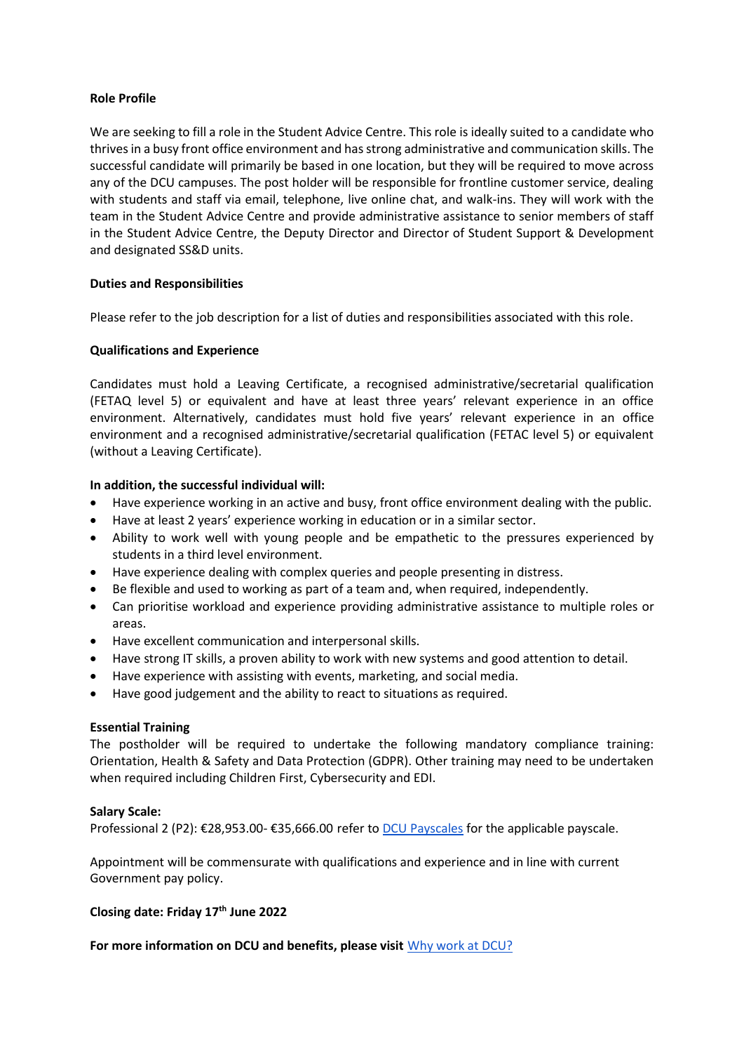**Role Profile**

We are seeking to fill a role in the Student Advice Centre. This role is ideally suited to a candidate who thrives in a busy front office environment and has strong administrative and communication skills. The successful candidate will primarily be based in one location, but they will be required to move across any of the DCU campuses. The post holder will be responsible for frontline customer service, dealing with students and staff via email, telephone, live online chat, and walk-ins. They will work with the team in the Student Advice Centre and provide administrative assistance to senior members of staff in the Student Advice Centre, the Deputy Director and Director of Student Support & Development and designated SS&D units.

**Duties and Responsibilities**

Please refer to the job description for a list of duties and responsibilities associated with this role.

**Qualifications and Experience**

Candidates must hold a Leaving Certificate, a recognised administrative/secretarial qualification (FETAQ level 5) or equivalent and have at least three years' relevant experience in an office environment. Alternatively, candidates must hold five years' relevant experience in an office environment and a recognised administrative/secretarial qualification (FETAC level 5) or equivalent (without a Leaving Certificate).

**In addition, the successful individual will:**

- Have experience working in an active and busy, front office environment dealing with the public.
- Have at least 2 years' experience working in education or in a similar sector.
- Ability to work well with young people and be empathetic to the pressures experienced by students in a third level environment.
- Have experience dealing with complex queries and people presenting in distress.
- Be flexible and used to working as part of a team and, when required, independently.
- Can prioritise workload and experience providing administrative assistance to multiple roles or areas.
- Have excellent communication and interpersonal skills.
- Have strong IT skills, a proven ability to work with new systems and good attention to detail.
- Have experience with assisting with events, marketing, and social media.
- Have good judgement and the ability to react to situations as required.

**Essential Training**

The postholder will be required to undertake the following mandatory compliance training: Orientation, Health & Safety and Data Protection (GDPR). Other training may need to be undertaken when required including Children First, Cybersecurity and EDI.

**Salary Scale:**

Professional 2 (P2): €28,953.00- €35,666.00 refer to DCU Payscales for the applicable payscale.

Appointment will be commensurate with qualifications and experience and in line with current Government pay policy.

**Closing date: Friday 17th June 2022**

**For more information on DCU and benefits, please visit** Why work at DCU?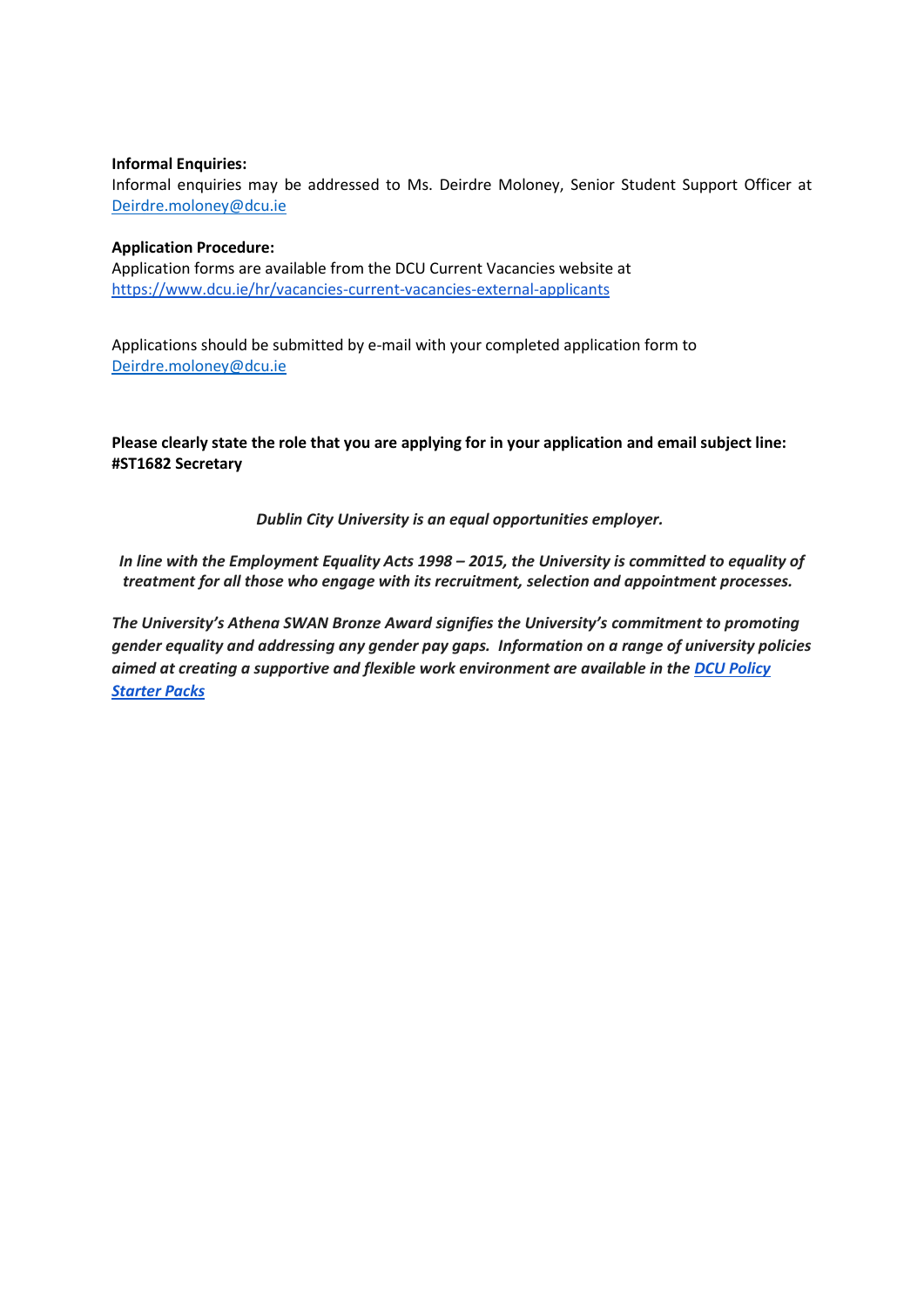**Informal Enquiries:**
Informal enquiries may be addressed to Ms. Deirdre Moloney, Senior Student Support Officer at [Deirdre.moloney@dcu.ie](mailto:Deirdre.moloney@dcu.ie)

**Application Procedure:**
Application forms are available from the DCU Current Vacancies website at
[https://www.dcu.ie/hr/vacancies-current-vacancies-external-applicants](https://www.dcu.ie/hr/vacancies-current-vacancies-external-applicants)

Applications should be submitted by e-mail with your completed application form to
[Deirdre.moloney@dcu.ie](mailto:Deirdre.moloney@dcu.ie)

**Please clearly state the role that you are applying for in your application and email subject line: #ST1682 Secretary**

***Dublin City University is an equal opportunities employer.***

***In line with the Employment Equality Acts 1998 – 2015, the University is committed to equality of treatment for all those who engage with its recruitment, selection and appointment processes.***

***The University's Athena SWAN Bronze Award signifies the University's commitment to promoting gender equality and addressing any gender pay gaps. Information on a range of university policies aimed at creating a supportive and flexible work environment are available in the DCU Policy Starter Packs***